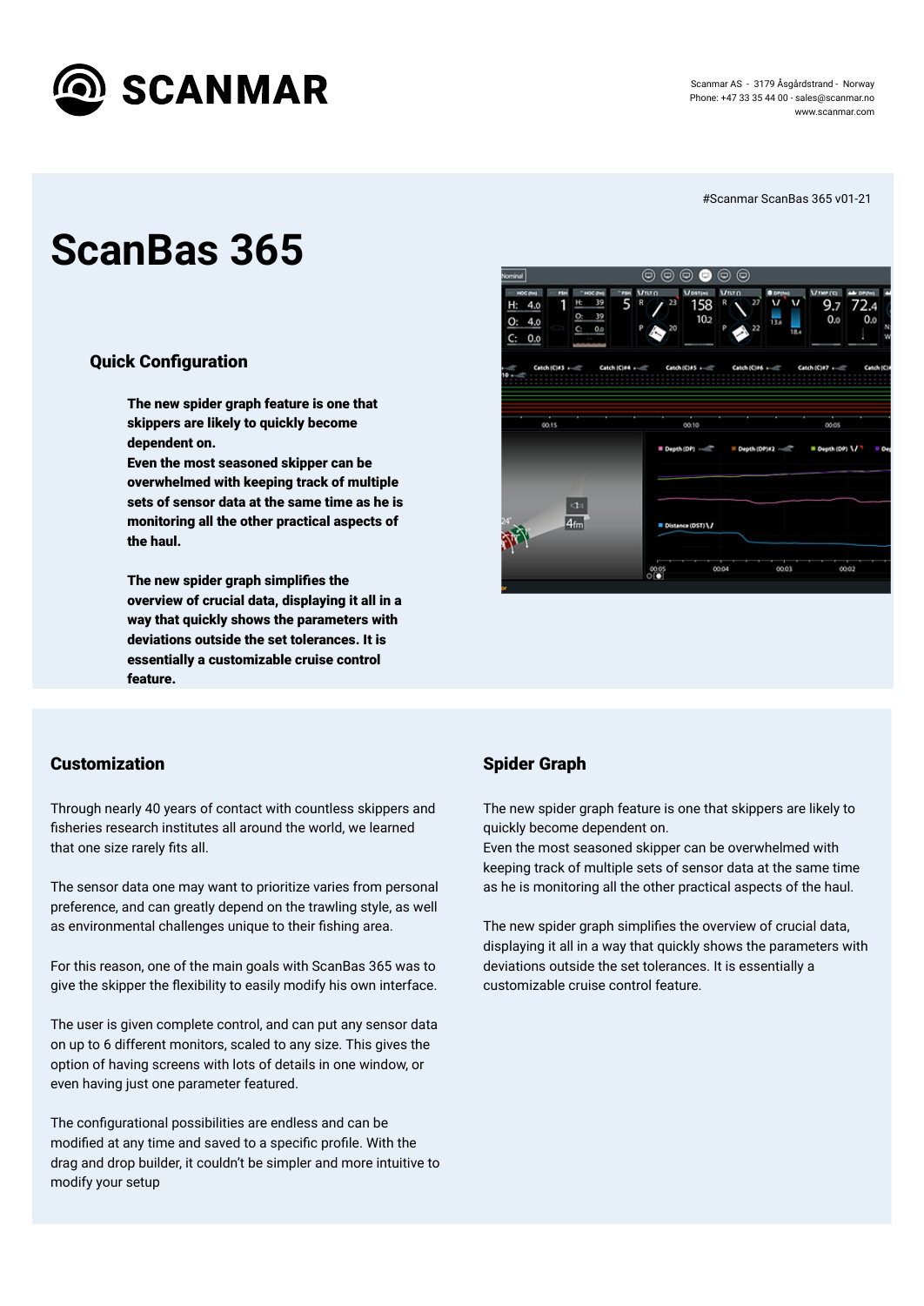# SCANMAR

Scanmar AS - 3179 Åsgårdstrand - Norway
Phone: +47 33 35 44 00 - sales@scanmar.no
www.scanmar.com

#Scanmar ScanBas 365 v01-21

# ScanBas 365

## Quick Configuration

**The new spider graph feature is one that skippers are likely to quickly become dependent on.**
**Even the most seasoned skipper can be overwhelmed with keeping track of multiple sets of sensor data at the same time as he is monitoring all the other practical aspects of the haul.**

**The new spider graph simplifies the overview of crucial data, displaying it all in a way that quickly shows the parameters with deviations outside the set tolerances. It is essentially a customizable cruise control feature.**

## Customization

Through nearly 40 years of contact with countless skippers and fisheries research institutes all around the world, we learned that one size rarely fits all.

The sensor data one may want to prioritize varies from personal preference, and can greatly depend on the trawling style, as well as environmental challenges unique to their fishing area.

For this reason, one of the main goals with ScanBas 365 was to give the skipper the flexibility to easily modify his own interface.

The user is given complete control, and can put any sensor data on up to 6 different monitors, scaled to any size. This gives the option of having screens with lots of details in one window, or even having just one parameter featured.

The configurational possibilities are endless and can be modified at any time and saved to a specific profile. With the drag and drop builder, it couldn't be simpler and more intuitive to modify your setup

## Spider Graph

The new spider graph feature is one that skippers are likely to quickly become dependent on.
Even the most seasoned skipper can be overwhelmed with keeping track of multiple sets of sensor data at the same time as he is monitoring all the other practical aspects of the haul.

The new spider graph simplifies the overview of crucial data, displaying it all in a way that quickly shows the parameters with deviations outside the set tolerances. It is essentially a customizable cruise control feature.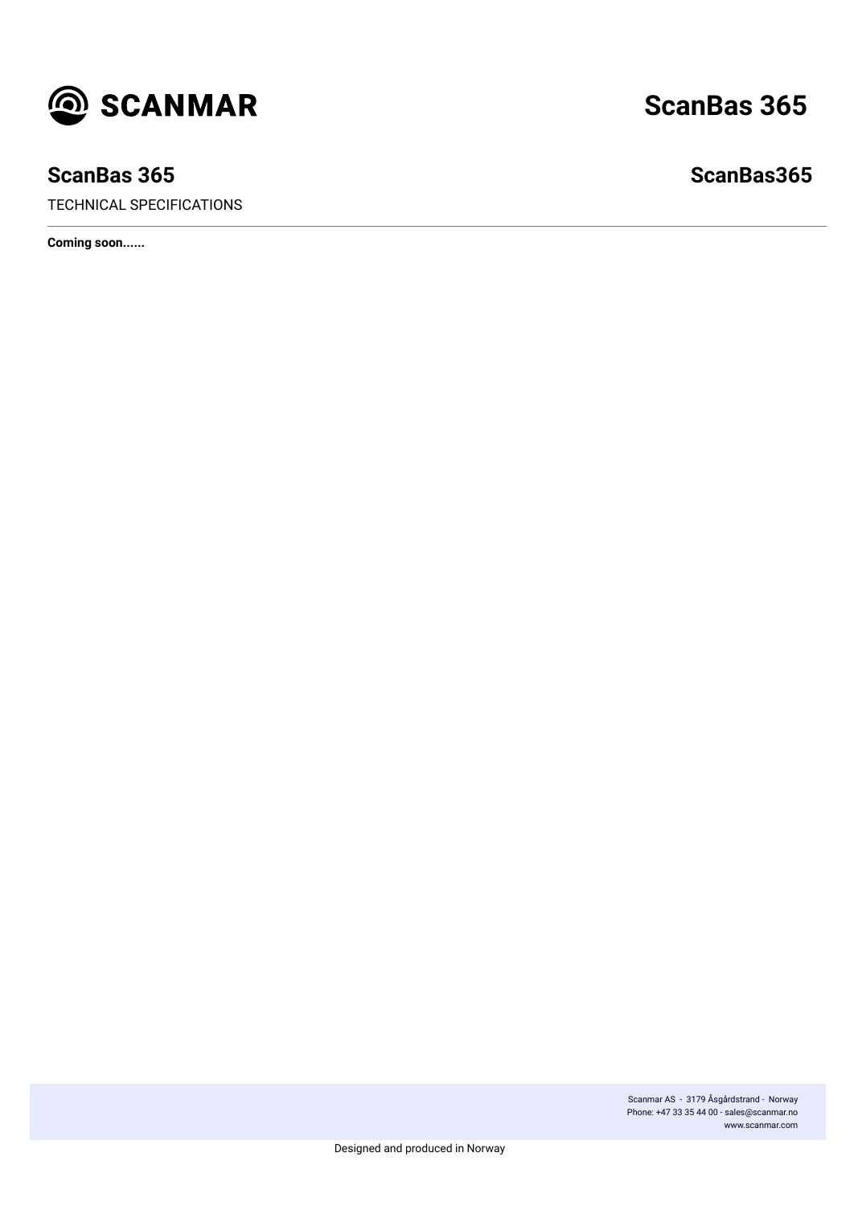# ScanBas 365

## ScanBas 365

**ScanBas365**

TECHNICAL SPECIFICATIONS

---

**Coming soon......**

Scanmar AS - 3179 Åsgårdstrand - Norway
Phone: +47 33 35 44 00 - sales@scanmar.no
www.scanmar.com

Designed and produced in Norway